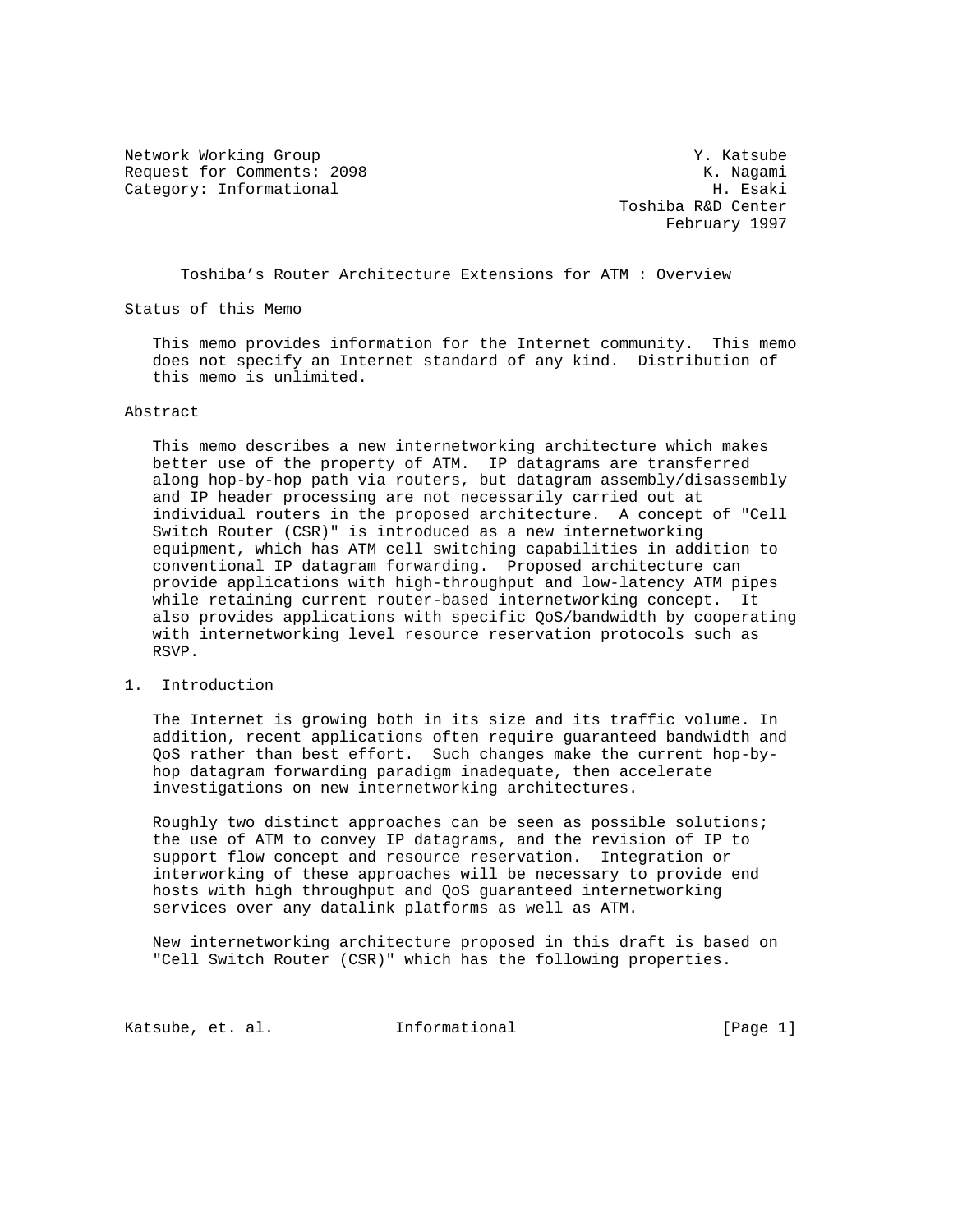Network Working Group Y. Katsube
Request for Comments: 2098 K. Nagami
Category: Informational H. Esaki
Toshiba R&D Center
February 1997

# Toshiba's Router Architecture Extensions for ATM : Overview

## Status of this Memo

This memo provides information for the Internet community. This memo does not specify an Internet standard of any kind. Distribution of this memo is unlimited.

## Abstract

This memo describes a new internetworking architecture which makes better use of the property of ATM. IP datagrams are transferred along hop-by-hop path via routers, but datagram assembly/disassembly and IP header processing are not necessarily carried out at individual routers in the proposed architecture. A concept of "Cell Switch Router (CSR)" is introduced as a new internetworking equipment, which has ATM cell switching capabilities in addition to conventional IP datagram forwarding. Proposed architecture can provide applications with high-throughput and low-latency ATM pipes while retaining current router-based internetworking concept. It also provides applications with specific QoS/bandwidth by cooperating with internetworking level resource reservation protocols such as RSVP.

## 1. Introduction

The Internet is growing both in its size and its traffic volume. In addition, recent applications often require guaranteed bandwidth and QoS rather than best effort. Such changes make the current hop-by-hop datagram forwarding paradigm inadequate, then accelerate investigations on new internetworking architectures.

Roughly two distinct approaches can be seen as possible solutions; the use of ATM to convey IP datagrams, and the revision of IP to support flow concept and resource reservation. Integration or interworking of these approaches will be necessary to provide end hosts with high throughput and QoS guaranteed internetworking services over any datalink platforms as well as ATM.

New internetworking architecture proposed in this draft is based on "Cell Switch Router (CSR)" which has the following properties.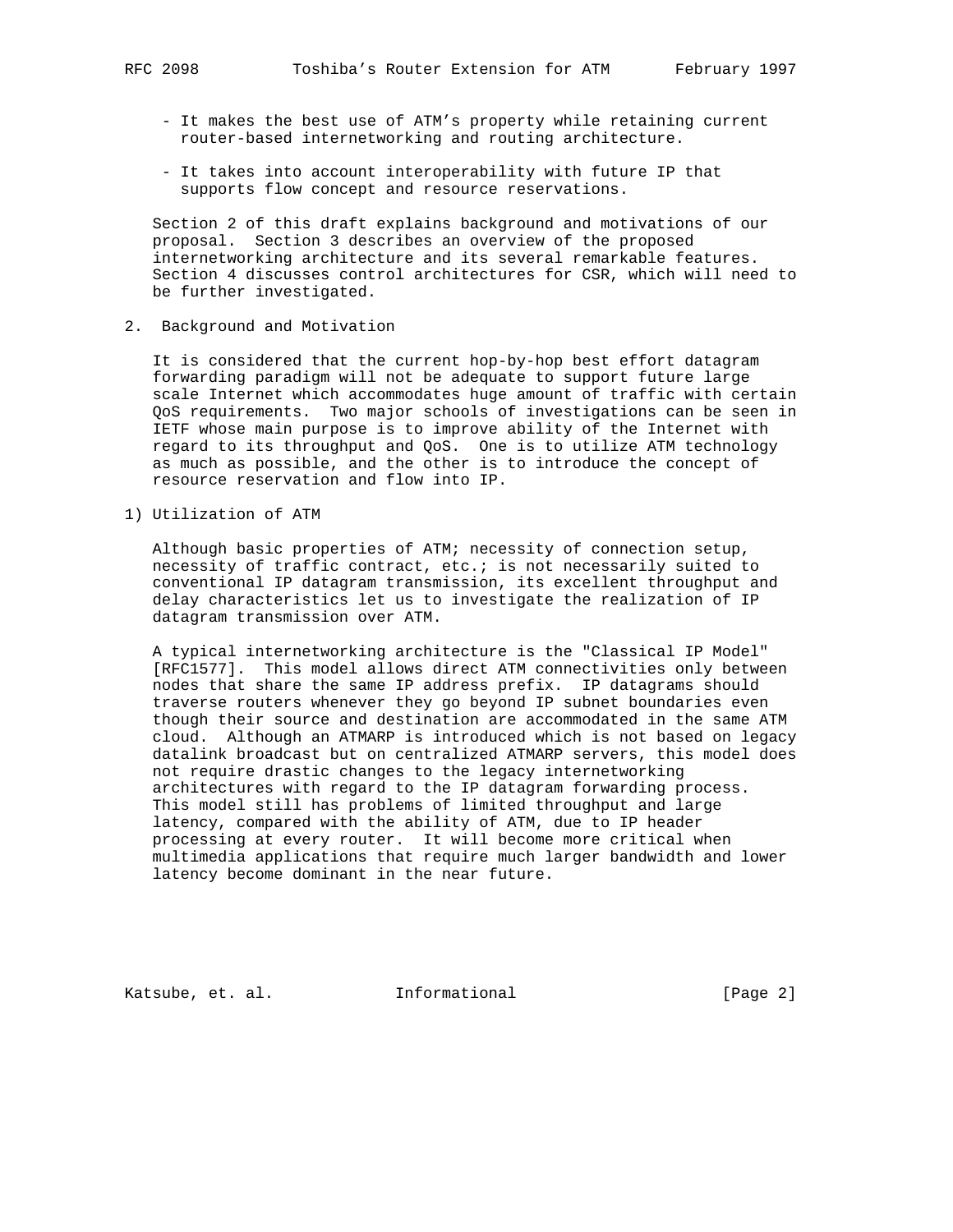- It makes the best use of ATM's property while retaining current router-based internetworking and routing architecture.

- It takes into account interoperability with future IP that supports flow concept and resource reservations.

Section 2 of this draft explains background and motivations of our proposal. Section 3 describes an overview of the proposed internetworking architecture and its several remarkable features. Section 4 discusses control architectures for CSR, which will need to be further investigated.

## 2. Background and Motivation

It is considered that the current hop-by-hop best effort datagram forwarding paradigm will not be adequate to support future large scale Internet which accommodates huge amount of traffic with certain QoS requirements. Two major schools of investigations can be seen in IETF whose main purpose is to improve ability of the Internet with regard to its throughput and QoS. One is to utilize ATM technology as much as possible, and the other is to introduce the concept of resource reservation and flow into IP.

### 1) Utilization of ATM

Although basic properties of ATM; necessity of connection setup, necessity of traffic contract, etc.; is not necessarily suited to conventional IP datagram transmission, its excellent throughput and delay characteristics let us to investigate the realization of IP datagram transmission over ATM.

A typical internetworking architecture is the "Classical IP Model" [RFC1577]. This model allows direct ATM connectivities only between nodes that share the same IP address prefix. IP datagrams should traverse routers whenever they go beyond IP subnet boundaries even though their source and destination are accommodated in the same ATM cloud. Although an ATMARP is introduced which is not based on legacy datalink broadcast but on centralized ATMARP servers, this model does not require drastic changes to the legacy internetworking architectures with regard to the IP datagram forwarding process. This model still has problems of limited throughput and large latency, compared with the ability of ATM, due to IP header processing at every router. It will become more critical when multimedia applications that require much larger bandwidth and lower latency become dominant in the near future.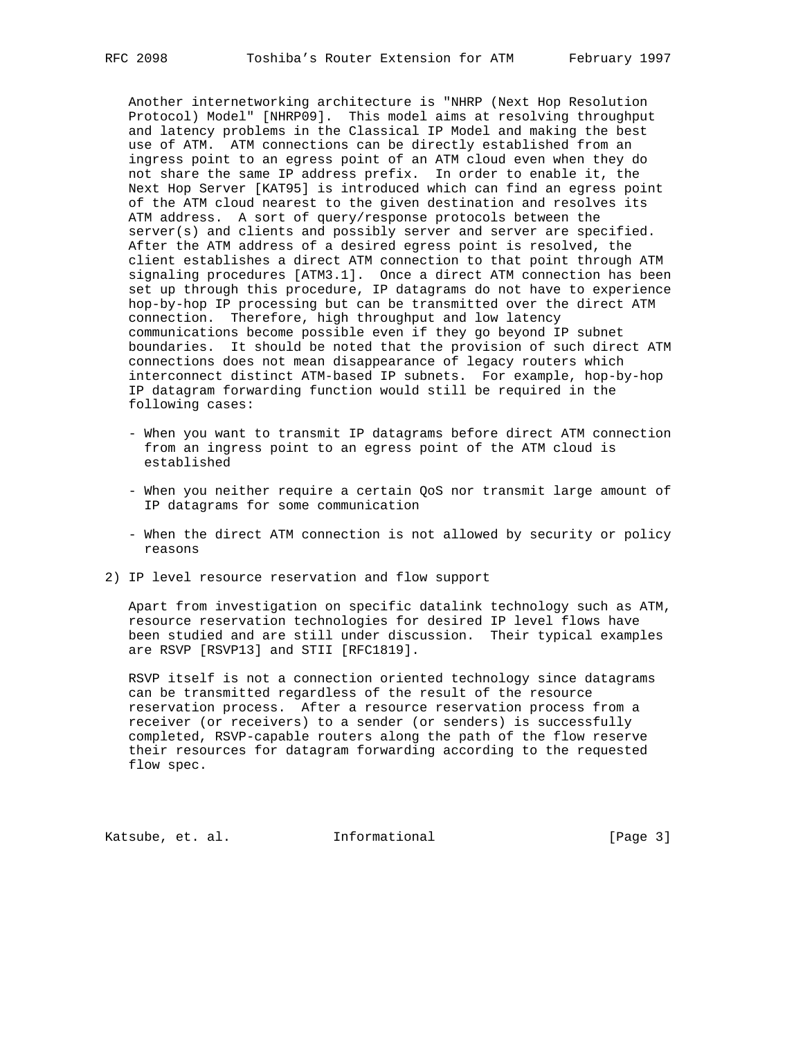Another internetworking architecture is "NHRP (Next Hop Resolution Protocol) Model" [NHRP09]. This model aims at resolving throughput and latency problems in the Classical IP Model and making the best use of ATM. ATM connections can be directly established from an ingress point to an egress point of an ATM cloud even when they do not share the same IP address prefix. In order to enable it, the Next Hop Server [KAT95] is introduced which can find an egress point of the ATM cloud nearest to the given destination and resolves its ATM address. A sort of query/response protocols between the server(s) and clients and possibly server and server are specified. After the ATM address of a desired egress point is resolved, the client establishes a direct ATM connection to that point through ATM signaling procedures [ATM3.1]. Once a direct ATM connection has been set up through this procedure, IP datagrams do not have to experience hop-by-hop IP processing but can be transmitted over the direct ATM connection. Therefore, high throughput and low latency communications become possible even if they go beyond IP subnet boundaries. It should be noted that the provision of such direct ATM connections does not mean disappearance of legacy routers which interconnect distinct ATM-based IP subnets. For example, hop-by-hop IP datagram forwarding function would still be required in the following cases:

- When you want to transmit IP datagrams before direct ATM connection from an ingress point to an egress point of the ATM cloud is established

- When you neither require a certain QoS nor transmit large amount of IP datagrams for some communication

- When the direct ATM connection is not allowed by security or policy reasons

2) IP level resource reservation and flow support

Apart from investigation on specific datalink technology such as ATM, resource reservation technologies for desired IP level flows have been studied and are still under discussion. Their typical examples are RSVP [RSVP13] and STII [RFC1819].

RSVP itself is not a connection oriented technology since datagrams can be transmitted regardless of the result of the resource reservation process. After a resource reservation process from a receiver (or receivers) to a sender (or senders) is successfully completed, RSVP-capable routers along the path of the flow reserve their resources for datagram forwarding according to the requested flow spec.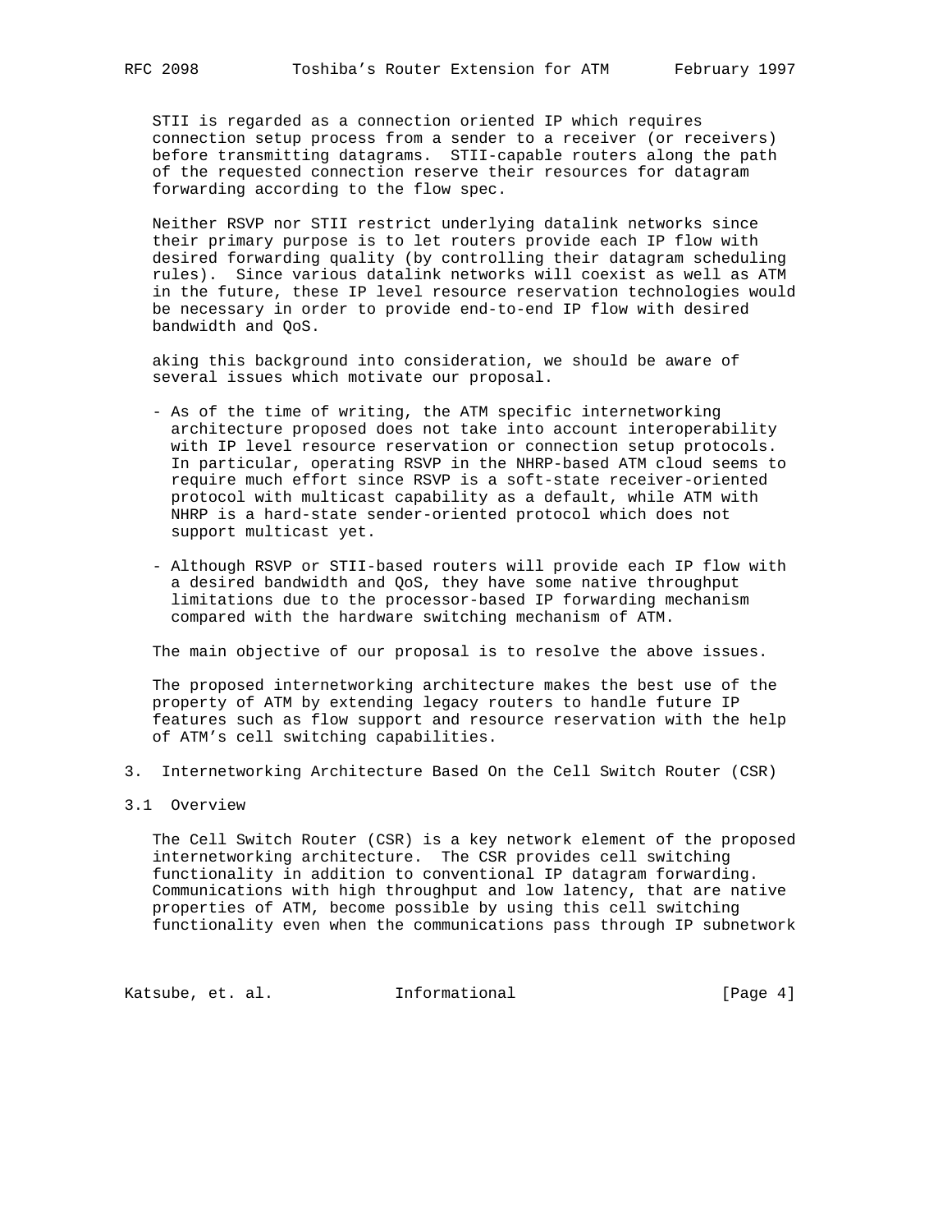STII is regarded as a connection oriented IP which requires connection setup process from a sender to a receiver (or receivers) before transmitting datagrams. STII-capable routers along the path of the requested connection reserve their resources for datagram forwarding according to the flow spec.

Neither RSVP nor STII restrict underlying datalink networks since their primary purpose is to let routers provide each IP flow with desired forwarding quality (by controlling their datagram scheduling rules). Since various datalink networks will coexist as well as ATM in the future, these IP level resource reservation technologies would be necessary in order to provide end-to-end IP flow with desired bandwidth and QoS.

aking this background into consideration, we should be aware of several issues which motivate our proposal.

- As of the time of writing, the ATM specific internetworking architecture proposed does not take into account interoperability with IP level resource reservation or connection setup protocols. In particular, operating RSVP in the NHRP-based ATM cloud seems to require much effort since RSVP is a soft-state receiver-oriented protocol with multicast capability as a default, while ATM with NHRP is a hard-state sender-oriented protocol which does not support multicast yet.

- Although RSVP or STII-based routers will provide each IP flow with a desired bandwidth and QoS, they have some native throughput limitations due to the processor-based IP forwarding mechanism compared with the hardware switching mechanism of ATM.

The main objective of our proposal is to resolve the above issues.

The proposed internetworking architecture makes the best use of the property of ATM by extending legacy routers to handle future IP features such as flow support and resource reservation with the help of ATM's cell switching capabilities.

# 3. Internetworking Architecture Based On the Cell Switch Router (CSR)

## 3.1 Overview

The Cell Switch Router (CSR) is a key network element of the proposed internetworking architecture. The CSR provides cell switching functionality in addition to conventional IP datagram forwarding. Communications with high throughput and low latency, that are native properties of ATM, become possible by using this cell switching functionality even when the communications pass through IP subnetwork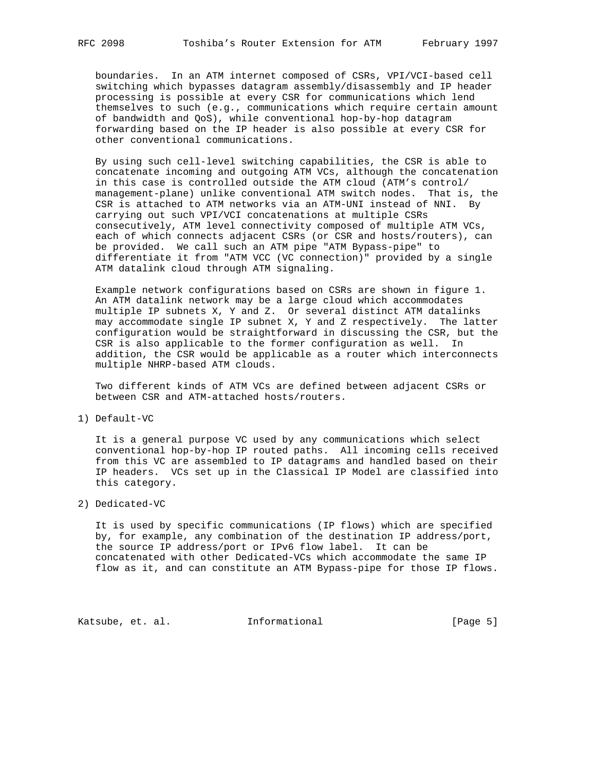boundaries. In an ATM internet composed of CSRs, VPI/VCI-based cell switching which bypasses datagram assembly/disassembly and IP header processing is possible at every CSR for communications which lend themselves to such (e.g., communications which require certain amount of bandwidth and QoS), while conventional hop-by-hop datagram forwarding based on the IP header is also possible at every CSR for other conventional communications.

By using such cell-level switching capabilities, the CSR is able to concatenate incoming and outgoing ATM VCs, although the concatenation in this case is controlled outside the ATM cloud (ATM's control/ management-plane) unlike conventional ATM switch nodes. That is, the CSR is attached to ATM networks via an ATM-UNI instead of NNI. By carrying out such VPI/VCI concatenations at multiple CSRs consecutively, ATM level connectivity composed of multiple ATM VCs, each of which connects adjacent CSRs (or CSR and hosts/routers), can be provided. We call such an ATM pipe "ATM Bypass-pipe" to differentiate it from "ATM VCC (VC connection)" provided by a single ATM datalink cloud through ATM signaling.

Example network configurations based on CSRs are shown in figure 1. An ATM datalink network may be a large cloud which accommodates multiple IP subnets X, Y and Z. Or several distinct ATM datalinks may accommodate single IP subnet X, Y and Z respectively. The latter configuration would be straightforward in discussing the CSR, but the CSR is also applicable to the former configuration as well. In addition, the CSR would be applicable as a router which interconnects multiple NHRP-based ATM clouds.

Two different kinds of ATM VCs are defined between adjacent CSRs or between CSR and ATM-attached hosts/routers.

1) Default-VC

   It is a general purpose VC used by any communications which select conventional hop-by-hop IP routed paths. All incoming cells received from this VC are assembled to IP datagrams and handled based on their IP headers. VCs set up in the Classical IP Model are classified into this category.

2) Dedicated-VC

   It is used by specific communications (IP flows) which are specified by, for example, any combination of the destination IP address/port, the source IP address/port or IPv6 flow label. It can be concatenated with other Dedicated-VCs which accommodate the same IP flow as it, and can constitute an ATM Bypass-pipe for those IP flows.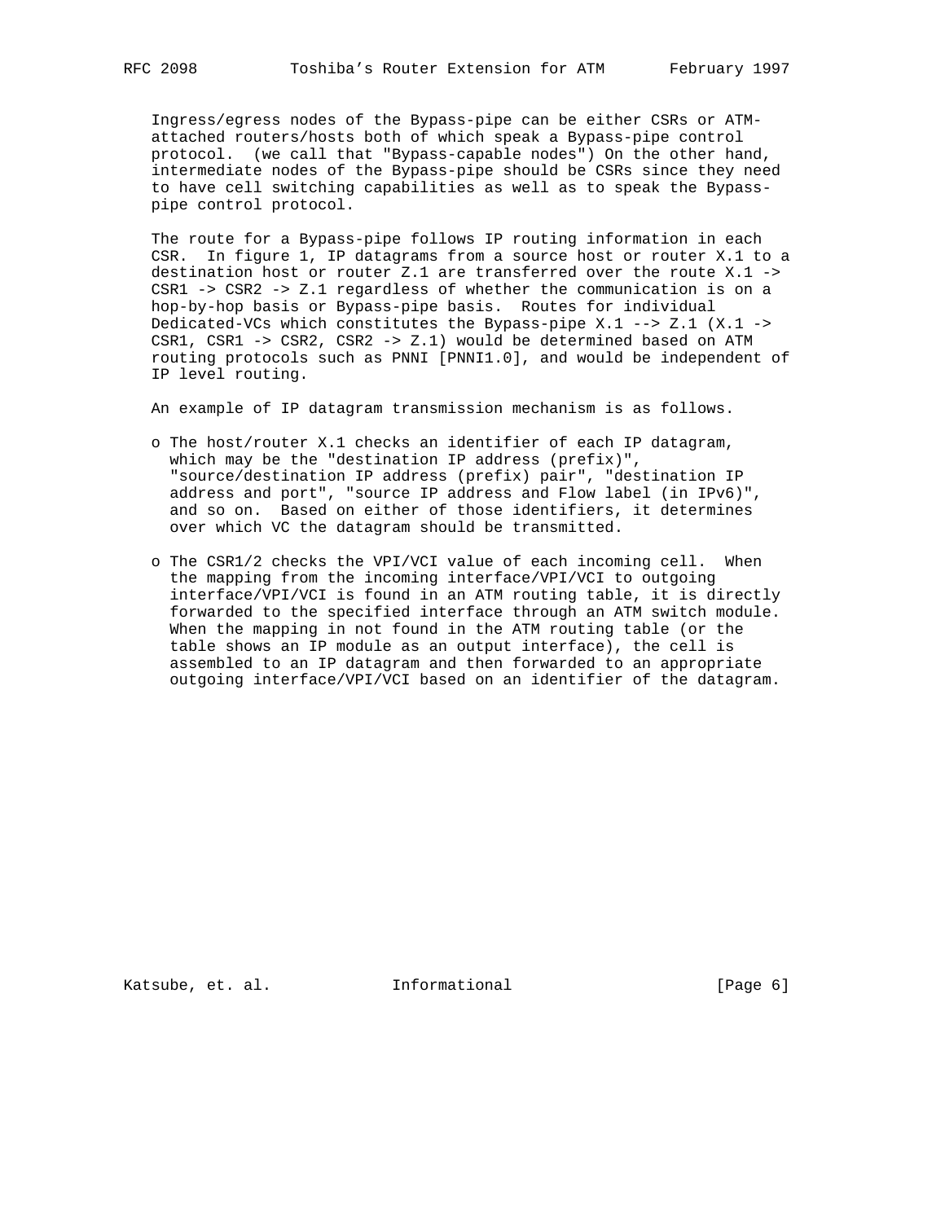Ingress/egress nodes of the Bypass-pipe can be either CSRs or ATM-attached routers/hosts both of which speak a Bypass-pipe control protocol. (we call that "Bypass-capable nodes") On the other hand, intermediate nodes of the Bypass-pipe should be CSRs since they need to have cell switching capabilities as well as to speak the Bypass-pipe control protocol.

The route for a Bypass-pipe follows IP routing information in each CSR. In figure 1, IP datagrams from a source host or router X.1 to a destination host or router Z.1 are transferred over the route X.1 -> CSR1 -> CSR2 -> Z.1 regardless of whether the communication is on a hop-by-hop basis or Bypass-pipe basis. Routes for individual Dedicated-VCs which constitutes the Bypass-pipe X.1 --> Z.1 (X.1 -> CSR1, CSR1 -> CSR2, CSR2 -> Z.1) would be determined based on ATM routing protocols such as PNNI [PNNI1.0], and would be independent of IP level routing.

An example of IP datagram transmission mechanism is as follows.

- The host/router X.1 checks an identifier of each IP datagram, which may be the "destination IP address (prefix)", "source/destination IP address (prefix) pair", "destination IP address and port", "source IP address and Flow label (in IPv6)", and so on. Based on either of those identifiers, it determines over which VC the datagram should be transmitted.

- The CSR1/2 checks the VPI/VCI value of each incoming cell. When the mapping from the incoming interface/VPI/VCI to outgoing interface/VPI/VCI is found in an ATM routing table, it is directly forwarded to the specified interface through an ATM switch module. When the mapping in not found in the ATM routing table (or the table shows an IP module as an output interface), the cell is assembled to an IP datagram and then forwarded to an appropriate outgoing interface/VPI/VCI based on an identifier of the datagram.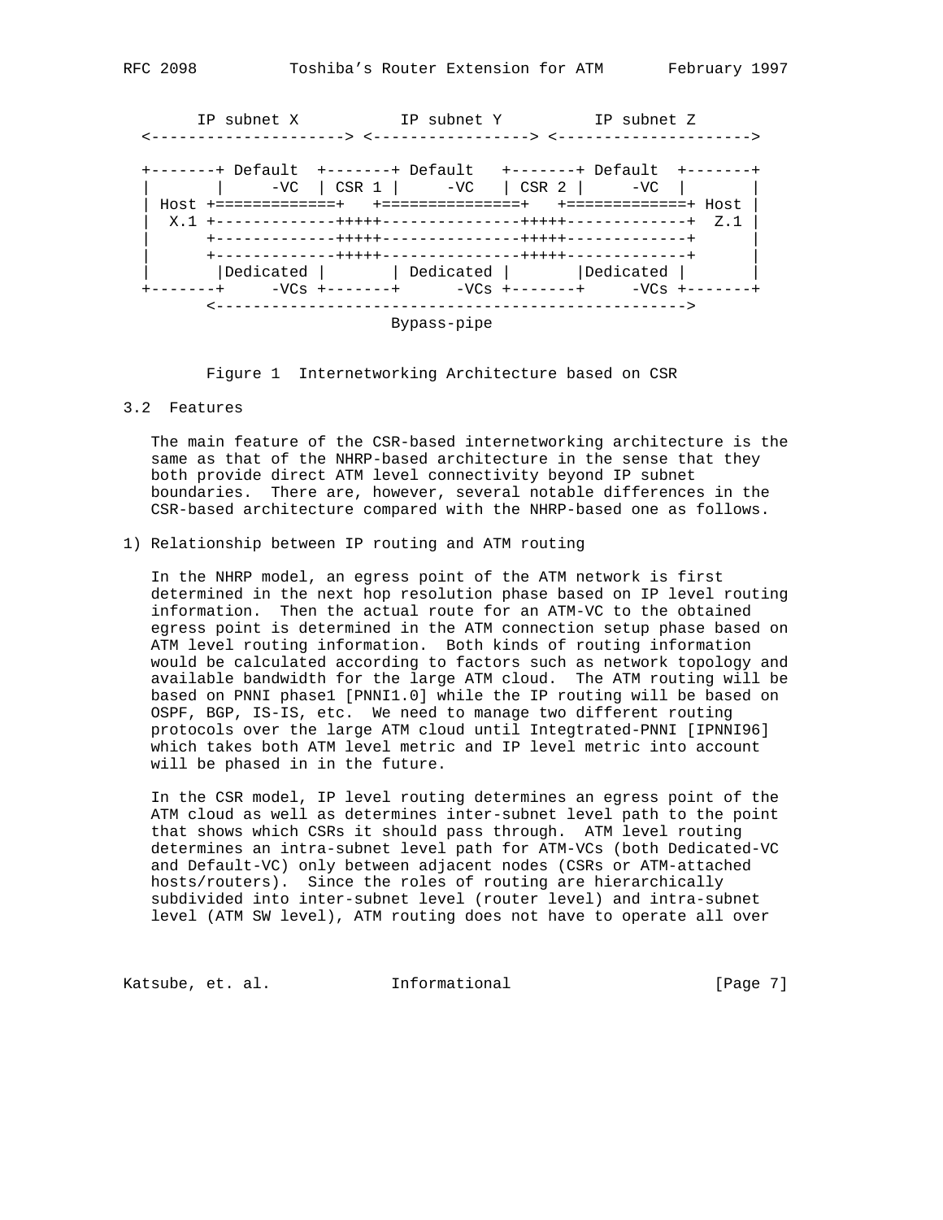```
       IP subnet X           IP subnet Y          IP subnet Z
  <---------------------> <-----------------> <--------------------->

  +-------+ Default  +-------+ Default   +-------+ Default  +-------+
  |       |     -VC  | CSR 1 |     -VC   | CSR 2 |     -VC  |       |
  | Host +=============+   +===============+   +=============+ Host |
  |  X.1 +-------------+++++---------------+++++-------------+  Z.1 |
  |      +-------------+++++---------------+++++-------------+      |
  |      +-------------+++++---------------+++++-------------+      |
  |       |Dedicated |       | Dedicated |       |Dedicated |       |
  +-------+     -VCs +-------+      -VCs +-------+     -VCs +-------+
        <------------------------------------------------->
                              Bypass-pipe
```

Figure 1  Internetworking Architecture based on CSR

## 3.2 Features

The main feature of the CSR-based internetworking architecture is the same as that of the NHRP-based architecture in the sense that they both provide direct ATM level connectivity beyond IP subnet boundaries. There are, however, several notable differences in the CSR-based architecture compared with the NHRP-based one as follows.

1) Relationship between IP routing and ATM routing

In the NHRP model, an egress point of the ATM network is first determined in the next hop resolution phase based on IP level routing information. Then the actual route for an ATM-VC to the obtained egress point is determined in the ATM connection setup phase based on ATM level routing information. Both kinds of routing information would be calculated according to factors such as network topology and available bandwidth for the large ATM cloud. The ATM routing will be based on PNNI phase1 [PNNI1.0] while the IP routing will be based on OSPF, BGP, IS-IS, etc. We need to manage two different routing protocols over the large ATM cloud until Integtrated-PNNI [IPNNI96] which takes both ATM level metric and IP level metric into account will be phased in in the future.

In the CSR model, IP level routing determines an egress point of the ATM cloud as well as determines inter-subnet level path to the point that shows which CSRs it should pass through. ATM level routing determines an intra-subnet level path for ATM-VCs (both Dedicated-VC and Default-VC) only between adjacent nodes (CSRs or ATM-attached hosts/routers). Since the roles of routing are hierarchically subdivided into inter-subnet level (router level) and intra-subnet level (ATM SW level), ATM routing does not have to operate all over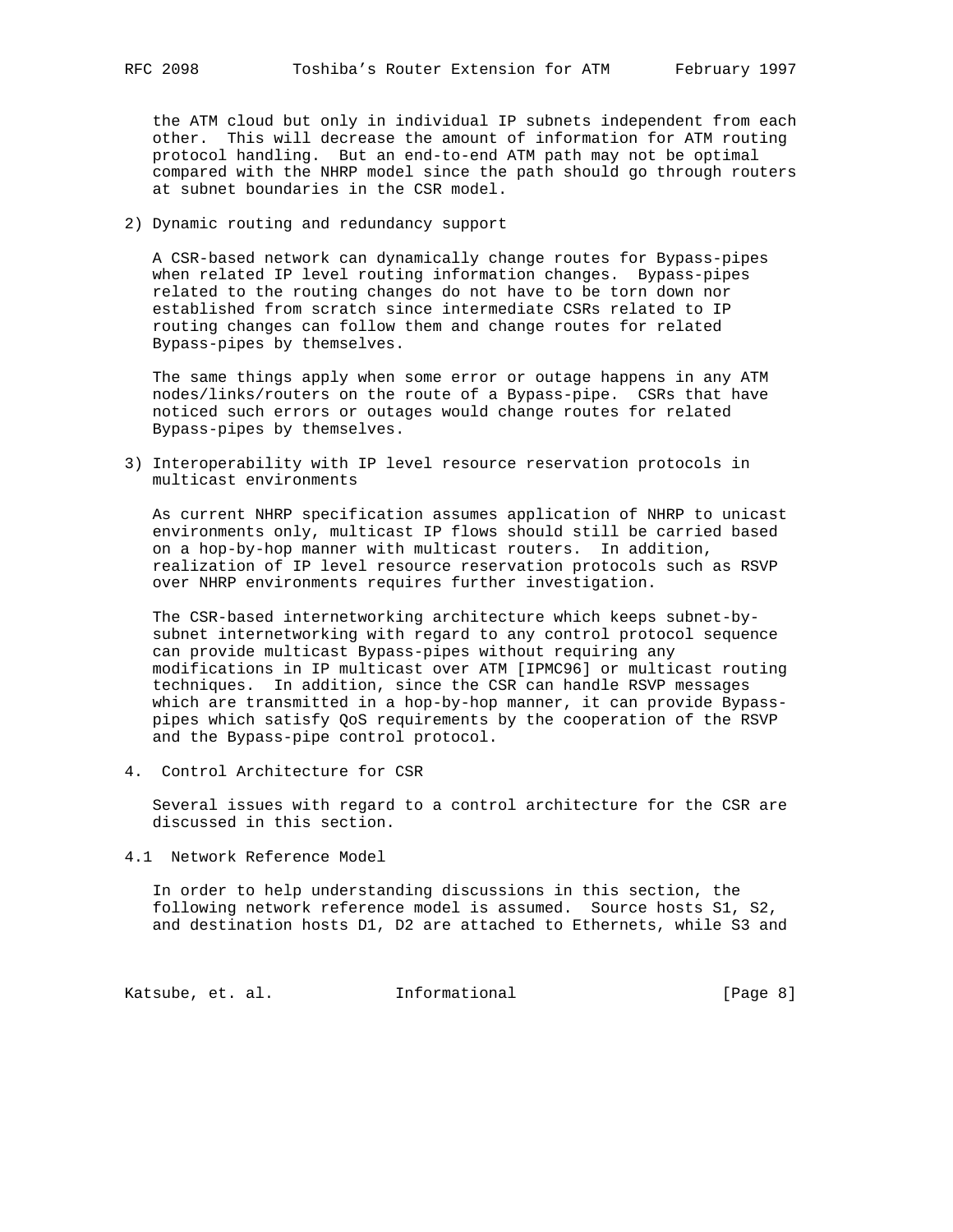the ATM cloud but only in individual IP subnets independent from each other. This will decrease the amount of information for ATM routing protocol handling. But an end-to-end ATM path may not be optimal compared with the NHRP model since the path should go through routers at subnet boundaries in the CSR model.

2) Dynamic routing and redundancy support

A CSR-based network can dynamically change routes for Bypass-pipes when related IP level routing information changes. Bypass-pipes related to the routing changes do not have to be torn down nor established from scratch since intermediate CSRs related to IP routing changes can follow them and change routes for related Bypass-pipes by themselves.

The same things apply when some error or outage happens in any ATM nodes/links/routers on the route of a Bypass-pipe. CSRs that have noticed such errors or outages would change routes for related Bypass-pipes by themselves.

3) Interoperability with IP level resource reservation protocols in multicast environments

As current NHRP specification assumes application of NHRP to unicast environments only, multicast IP flows should still be carried based on a hop-by-hop manner with multicast routers. In addition, realization of IP level resource reservation protocols such as RSVP over NHRP environments requires further investigation.

The CSR-based internetworking architecture which keeps subnet-by-subnet internetworking with regard to any control protocol sequence can provide multicast Bypass-pipes without requiring any modifications in IP multicast over ATM [IPMC96] or multicast routing techniques. In addition, since the CSR can handle RSVP messages which are transmitted in a hop-by-hop manner, it can provide Bypass-pipes which satisfy QoS requirements by the cooperation of the RSVP and the Bypass-pipe control protocol.

## 4. Control Architecture for CSR

Several issues with regard to a control architecture for the CSR are discussed in this section.

### 4.1 Network Reference Model

In order to help understanding discussions in this section, the following network reference model is assumed. Source hosts S1, S2, and destination hosts D1, D2 are attached to Ethernets, while S3 and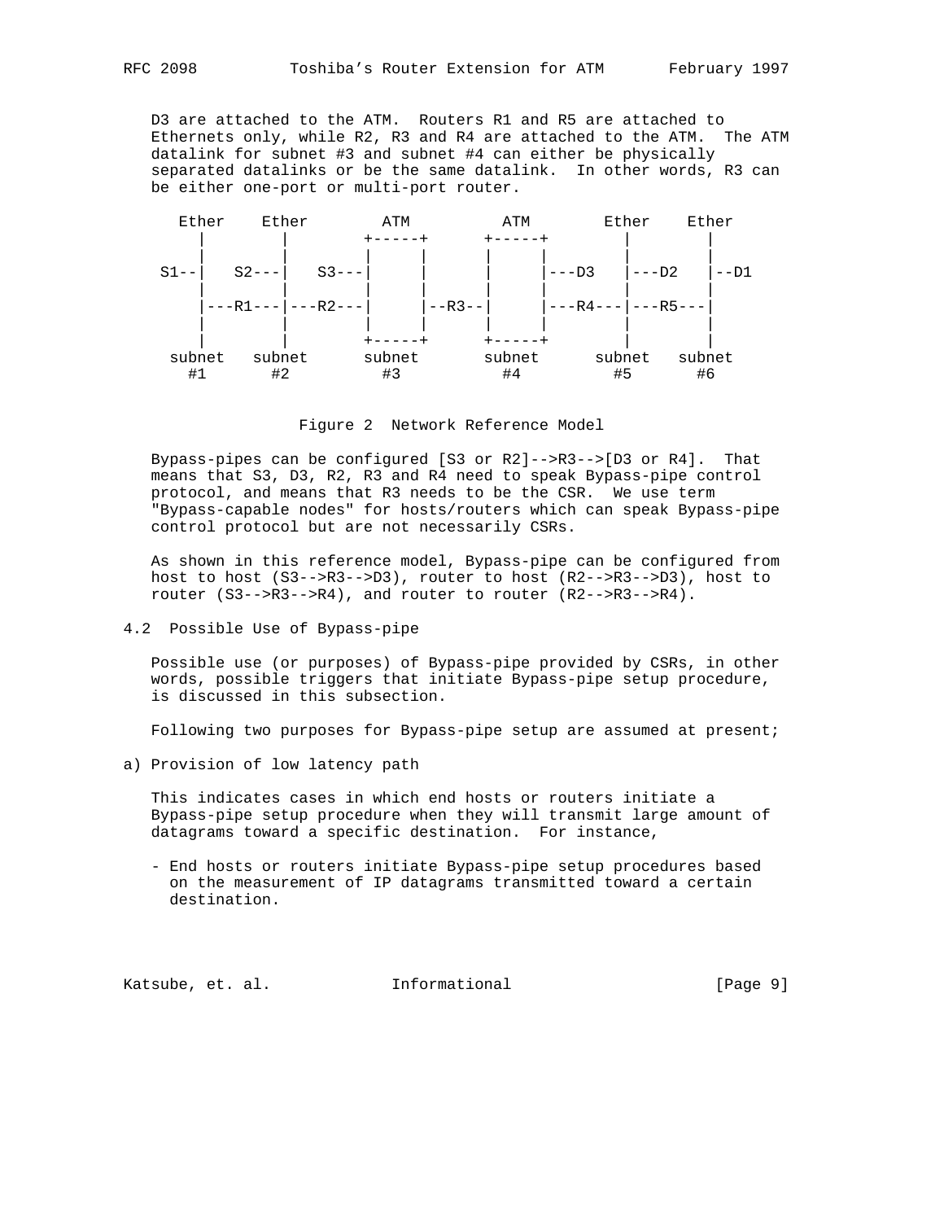D3 are attached to the ATM. Routers R1 and R5 are attached to Ethernets only, while R2, R3 and R4 are attached to the ATM. The ATM datalink for subnet #3 and subnet #4 can either be physically separated datalinks or be the same datalink. In other words, R3 can be either one-port or multi-port router.

```
  Ether    Ether        ATM         ATM        Ether    Ether
    |        |        +-----+      +-----+       |        |
    |        |        |     |      |     |       |        |
 S1--|   S2---|   S3---|     |      |     |---D3  |---D2   |--D1
    |        |        |     |      |     |       |        |
    |---R1---|---R2---|     |--R3--|     |---R4---|---R5---|
    |        |        |     |      |     |       |        |
    |        |        +-----+      +-----+       |        |
  subnet   subnet      subnet      subnet      subnet   subnet
    #1       #2          #3          #4          #5       #6
```

Figure 2  Network Reference Model

Bypass-pipes can be configured [S3 or R2]-->R3-->[D3 or R4]. That means that S3, D3, R2, R3 and R4 need to speak Bypass-pipe control protocol, and means that R3 needs to be the CSR. We use term "Bypass-capable nodes" for hosts/routers which can speak Bypass-pipe control protocol but are not necessarily CSRs.

As shown in this reference model, Bypass-pipe can be configured from host to host (S3-->R3-->D3), router to host (R2-->R3-->D3), host to router (S3-->R3-->R4), and router to router (R2-->R3-->R4).

## 4.2 Possible Use of Bypass-pipe

Possible use (or purposes) of Bypass-pipe provided by CSRs, in other words, possible triggers that initiate Bypass-pipe setup procedure, is discussed in this subsection.

Following two purposes for Bypass-pipe setup are assumed at present;

a) Provision of low latency path

This indicates cases in which end hosts or routers initiate a Bypass-pipe setup procedure when they will transmit large amount of datagrams toward a specific destination. For instance,

- End hosts or routers initiate Bypass-pipe setup procedures based on the measurement of IP datagrams transmitted toward a certain destination.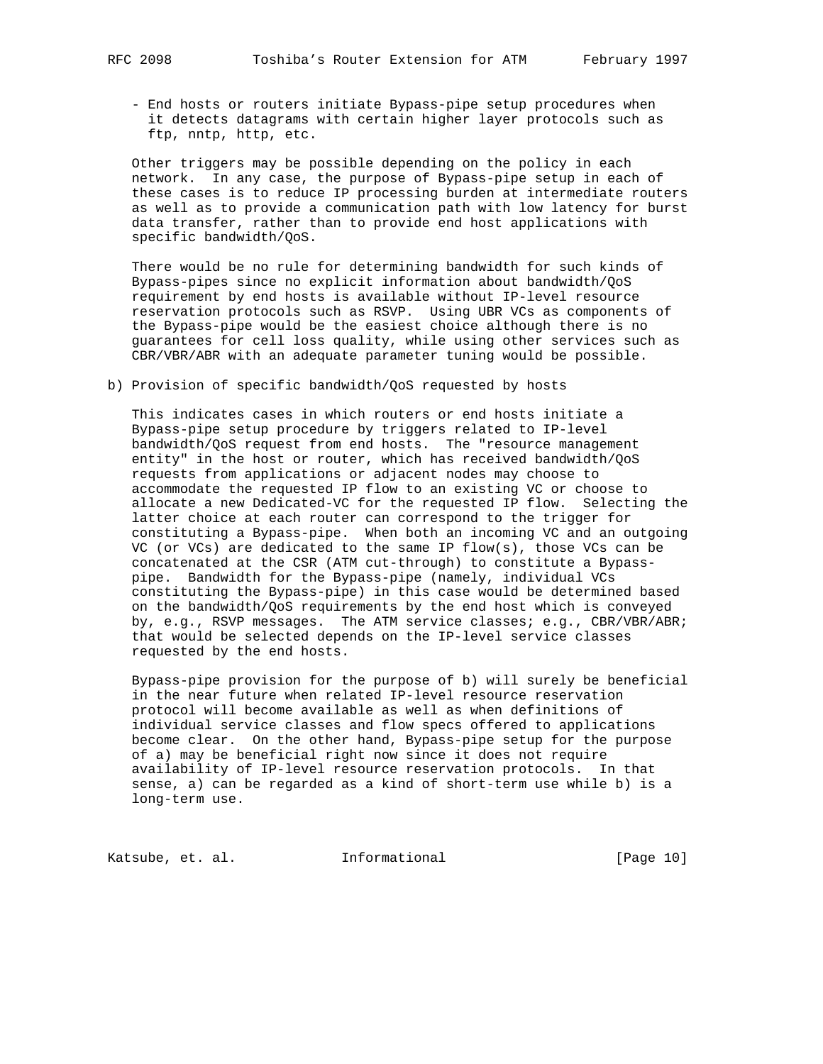- End hosts or routers initiate Bypass-pipe setup procedures when it detects datagrams with certain higher layer protocols such as ftp, nntp, http, etc.

Other triggers may be possible depending on the policy in each network. In any case, the purpose of Bypass-pipe setup in each of these cases is to reduce IP processing burden at intermediate routers as well as to provide a communication path with low latency for burst data transfer, rather than to provide end host applications with specific bandwidth/QoS.

There would be no rule for determining bandwidth for such kinds of Bypass-pipes since no explicit information about bandwidth/QoS requirement by end hosts is available without IP-level resource reservation protocols such as RSVP. Using UBR VCs as components of the Bypass-pipe would be the easiest choice although there is no guarantees for cell loss quality, while using other services such as CBR/VBR/ABR with an adequate parameter tuning would be possible.

b) Provision of specific bandwidth/QoS requested by hosts

This indicates cases in which routers or end hosts initiate a Bypass-pipe setup procedure by triggers related to IP-level bandwidth/QoS request from end hosts. The "resource management entity" in the host or router, which has received bandwidth/QoS requests from applications or adjacent nodes may choose to accommodate the requested IP flow to an existing VC or choose to allocate a new Dedicated-VC for the requested IP flow. Selecting the latter choice at each router can correspond to the trigger for constituting a Bypass-pipe. When both an incoming VC and an outgoing VC (or VCs) are dedicated to the same IP flow(s), those VCs can be concatenated at the CSR (ATM cut-through) to constitute a Bypass-pipe. Bandwidth for the Bypass-pipe (namely, individual VCs constituting the Bypass-pipe) in this case would be determined based on the bandwidth/QoS requirements by the end host which is conveyed by, e.g., RSVP messages. The ATM service classes; e.g., CBR/VBR/ABR; that would be selected depends on the IP-level service classes requested by the end hosts.

Bypass-pipe provision for the purpose of b) will surely be beneficial in the near future when related IP-level resource reservation protocol will become available as well as when definitions of individual service classes and flow specs offered to applications become clear. On the other hand, Bypass-pipe setup for the purpose of a) may be beneficial right now since it does not require availability of IP-level resource reservation protocols. In that sense, a) can be regarded as a kind of short-term use while b) is a long-term use.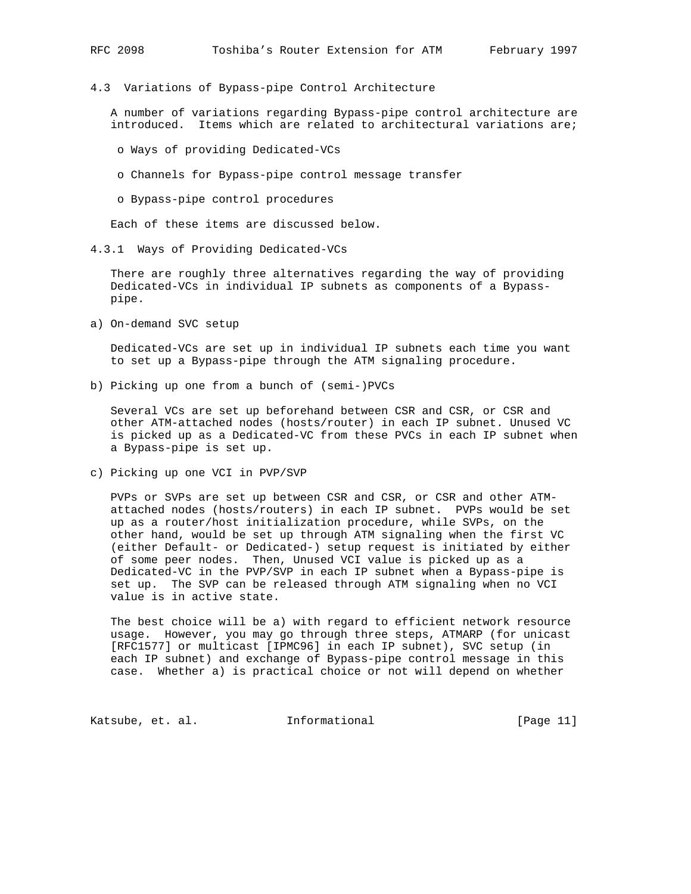### 4.3 Variations of Bypass-pipe Control Architecture

A number of variations regarding Bypass-pipe control architecture are introduced. Items which are related to architectural variations are;

- Ways of providing Dedicated-VCs
- Channels for Bypass-pipe control message transfer
- Bypass-pipe control procedures

Each of these items are discussed below.

#### 4.3.1 Ways of Providing Dedicated-VCs

There are roughly three alternatives regarding the way of providing Dedicated-VCs in individual IP subnets as components of a Bypass-pipe.

a) On-demand SVC setup

Dedicated-VCs are set up in individual IP subnets each time you want to set up a Bypass-pipe through the ATM signaling procedure.

b) Picking up one from a bunch of (semi-)PVCs

Several VCs are set up beforehand between CSR and CSR, or CSR and other ATM-attached nodes (hosts/router) in each IP subnet. Unused VC is picked up as a Dedicated-VC from these PVCs in each IP subnet when a Bypass-pipe is set up.

c) Picking up one VCI in PVP/SVP

PVPs or SVPs are set up between CSR and CSR, or CSR and other ATM-attached nodes (hosts/routers) in each IP subnet. PVPs would be set up as a router/host initialization procedure, while SVPs, on the other hand, would be set up through ATM signaling when the first VC (either Default- or Dedicated-) setup request is initiated by either of some peer nodes. Then, Unused VCI value is picked up as a Dedicated-VC in the PVP/SVP in each IP subnet when a Bypass-pipe is set up. The SVP can be released through ATM signaling when no VCI value is in active state.

The best choice will be a) with regard to efficient network resource usage. However, you may go through three steps, ATMARP (for unicast [RFC1577] or multicast [IPMC96] in each IP subnet), SVC setup (in each IP subnet) and exchange of Bypass-pipe control message in this case. Whether a) is practical choice or not will depend on whether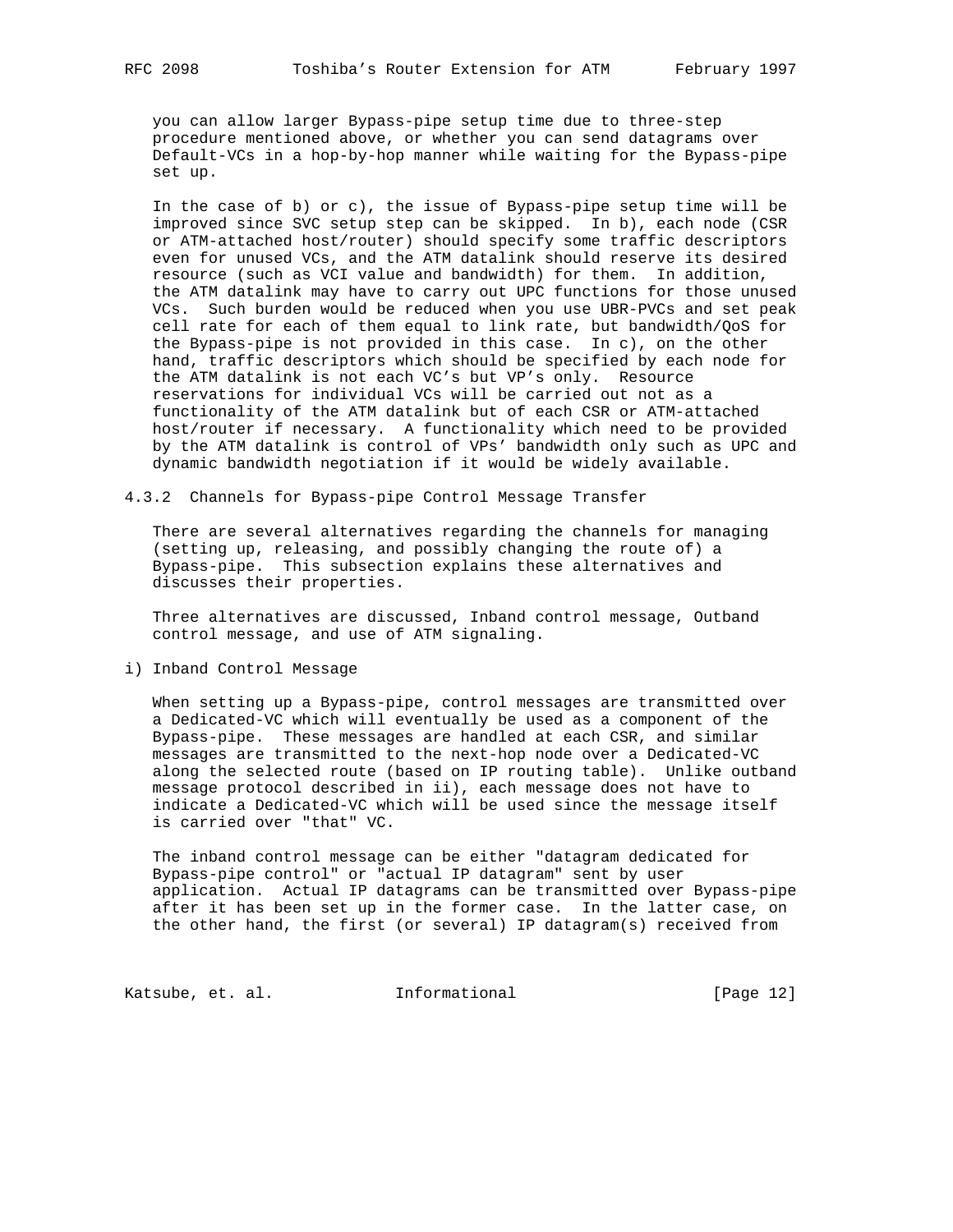you can allow larger Bypass-pipe setup time due to three-step procedure mentioned above, or whether you can send datagrams over Default-VCs in a hop-by-hop manner while waiting for the Bypass-pipe set up.

In the case of b) or c), the issue of Bypass-pipe setup time will be improved since SVC setup step can be skipped. In b), each node (CSR or ATM-attached host/router) should specify some traffic descriptors even for unused VCs, and the ATM datalink should reserve its desired resource (such as VCI value and bandwidth) for them. In addition, the ATM datalink may have to carry out UPC functions for those unused VCs. Such burden would be reduced when you use UBR-PVCs and set peak cell rate for each of them equal to link rate, but bandwidth/QoS for the Bypass-pipe is not provided in this case. In c), on the other hand, traffic descriptors which should be specified by each node for the ATM datalink is not each VC's but VP's only. Resource reservations for individual VCs will be carried out not as a functionality of the ATM datalink but of each CSR or ATM-attached host/router if necessary. A functionality which need to be provided by the ATM datalink is control of VPs' bandwidth only such as UPC and dynamic bandwidth negotiation if it would be widely available.

### 4.3.2 Channels for Bypass-pipe Control Message Transfer

There are several alternatives regarding the channels for managing (setting up, releasing, and possibly changing the route of) a Bypass-pipe. This subsection explains these alternatives and discusses their properties.

Three alternatives are discussed, Inband control message, Outband control message, and use of ATM signaling.

i) Inband Control Message

When setting up a Bypass-pipe, control messages are transmitted over a Dedicated-VC which will eventually be used as a component of the Bypass-pipe. These messages are handled at each CSR, and similar messages are transmitted to the next-hop node over a Dedicated-VC along the selected route (based on IP routing table). Unlike outband message protocol described in ii), each message does not have to indicate a Dedicated-VC which will be used since the message itself is carried over "that" VC.

The inband control message can be either "datagram dedicated for Bypass-pipe control" or "actual IP datagram" sent by user application. Actual IP datagrams can be transmitted over Bypass-pipe after it has been set up in the former case. In the latter case, on the other hand, the first (or several) IP datagram(s) received from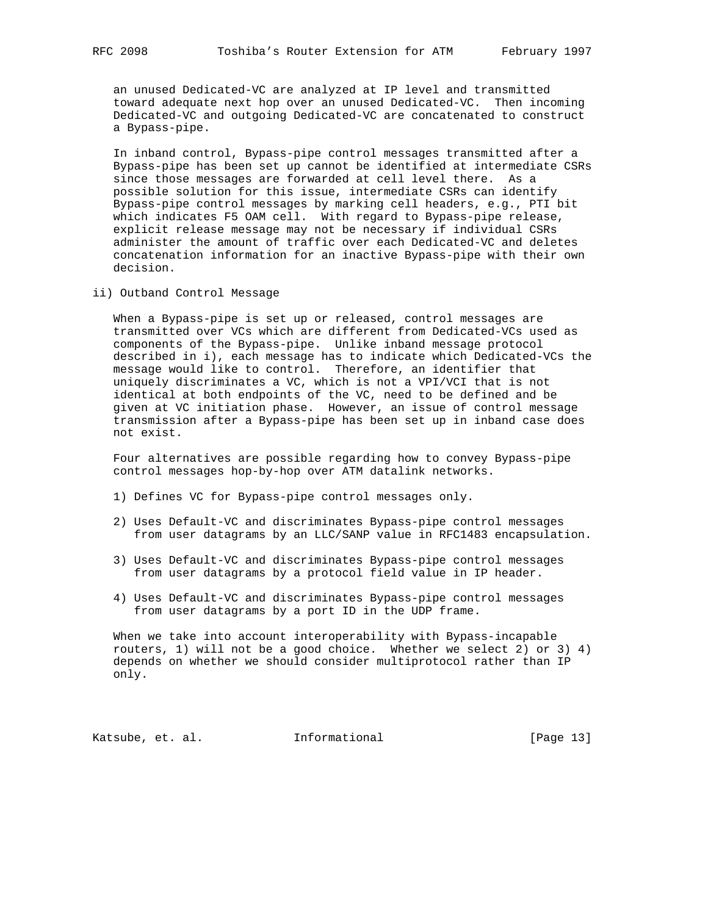an unused Dedicated-VC are analyzed at IP level and transmitted toward adequate next hop over an unused Dedicated-VC. Then incoming Dedicated-VC and outgoing Dedicated-VC are concatenated to construct a Bypass-pipe.

In inband control, Bypass-pipe control messages transmitted after a Bypass-pipe has been set up cannot be identified at intermediate CSRs since those messages are forwarded at cell level there. As a possible solution for this issue, intermediate CSRs can identify Bypass-pipe control messages by marking cell headers, e.g., PTI bit which indicates F5 OAM cell. With regard to Bypass-pipe release, explicit release message may not be necessary if individual CSRs administer the amount of traffic over each Dedicated-VC and deletes concatenation information for an inactive Bypass-pipe with their own decision.

ii) Outband Control Message

When a Bypass-pipe is set up or released, control messages are transmitted over VCs which are different from Dedicated-VCs used as components of the Bypass-pipe. Unlike inband message protocol described in i), each message has to indicate which Dedicated-VCs the message would like to control. Therefore, an identifier that uniquely discriminates a VC, which is not a VPI/VCI that is not identical at both endpoints of the VC, need to be defined and be given at VC initiation phase. However, an issue of control message transmission after a Bypass-pipe has been set up in inband case does not exist.

Four alternatives are possible regarding how to convey Bypass-pipe control messages hop-by-hop over ATM datalink networks.

1) Defines VC for Bypass-pipe control messages only.

2) Uses Default-VC and discriminates Bypass-pipe control messages from user datagrams by an LLC/SANP value in RFC1483 encapsulation.

3) Uses Default-VC and discriminates Bypass-pipe control messages from user datagrams by a protocol field value in IP header.

4) Uses Default-VC and discriminates Bypass-pipe control messages from user datagrams by a port ID in the UDP frame.

When we take into account interoperability with Bypass-incapable routers, 1) will not be a good choice. Whether we select 2) or 3) 4) depends on whether we should consider multiprotocol rather than IP only.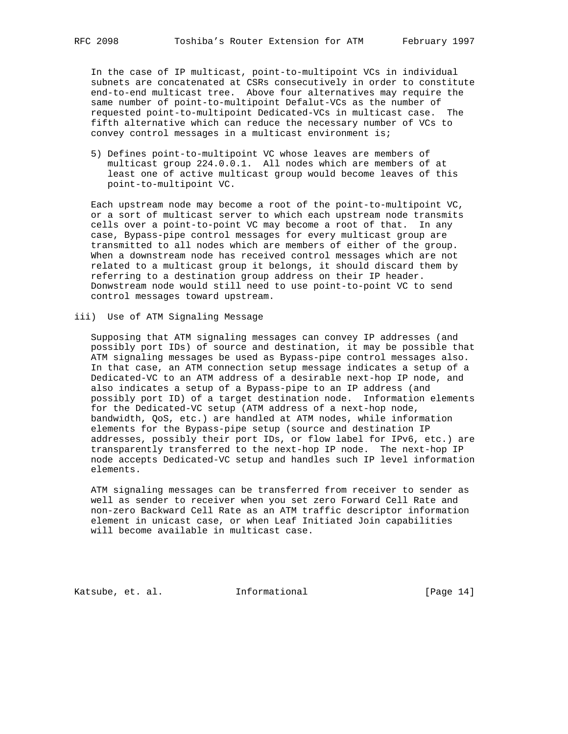In the case of IP multicast, point-to-multipoint VCs in individual subnets are concatenated at CSRs consecutively in order to constitute end-to-end multicast tree. Above four alternatives may require the same number of point-to-multipoint Defalut-VCs as the number of requested point-to-multipoint Dedicated-VCs in multicast case. The fifth alternative which can reduce the necessary number of VCs to convey control messages in a multicast environment is;

5) Defines point-to-multipoint VC whose leaves are members of multicast group 224.0.0.1. All nodes which are members of at least one of active multicast group would become leaves of this point-to-multipoint VC.

Each upstream node may become a root of the point-to-multipoint VC, or a sort of multicast server to which each upstream node transmits cells over a point-to-point VC may become a root of that. In any case, Bypass-pipe control messages for every multicast group are transmitted to all nodes which are members of either of the group. When a downstream node has received control messages which are not related to a multicast group it belongs, it should discard them by referring to a destination group address on their IP header. Donwstream node would still need to use point-to-point VC to send control messages toward upstream.

iii) Use of ATM Signaling Message

Supposing that ATM signaling messages can convey IP addresses (and possibly port IDs) of source and destination, it may be possible that ATM signaling messages be used as Bypass-pipe control messages also. In that case, an ATM connection setup message indicates a setup of a Dedicated-VC to an ATM address of a desirable next-hop IP node, and also indicates a setup of a Bypass-pipe to an IP address (and possibly port ID) of a target destination node. Information elements for the Dedicated-VC setup (ATM address of a next-hop node, bandwidth, QoS, etc.) are handled at ATM nodes, while information elements for the Bypass-pipe setup (source and destination IP addresses, possibly their port IDs, or flow label for IPv6, etc.) are transparently transferred to the next-hop IP node. The next-hop IP node accepts Dedicated-VC setup and handles such IP level information elements.

ATM signaling messages can be transferred from receiver to sender as well as sender to receiver when you set zero Forward Cell Rate and non-zero Backward Cell Rate as an ATM traffic descriptor information element in unicast case, or when Leaf Initiated Join capabilities will become available in multicast case.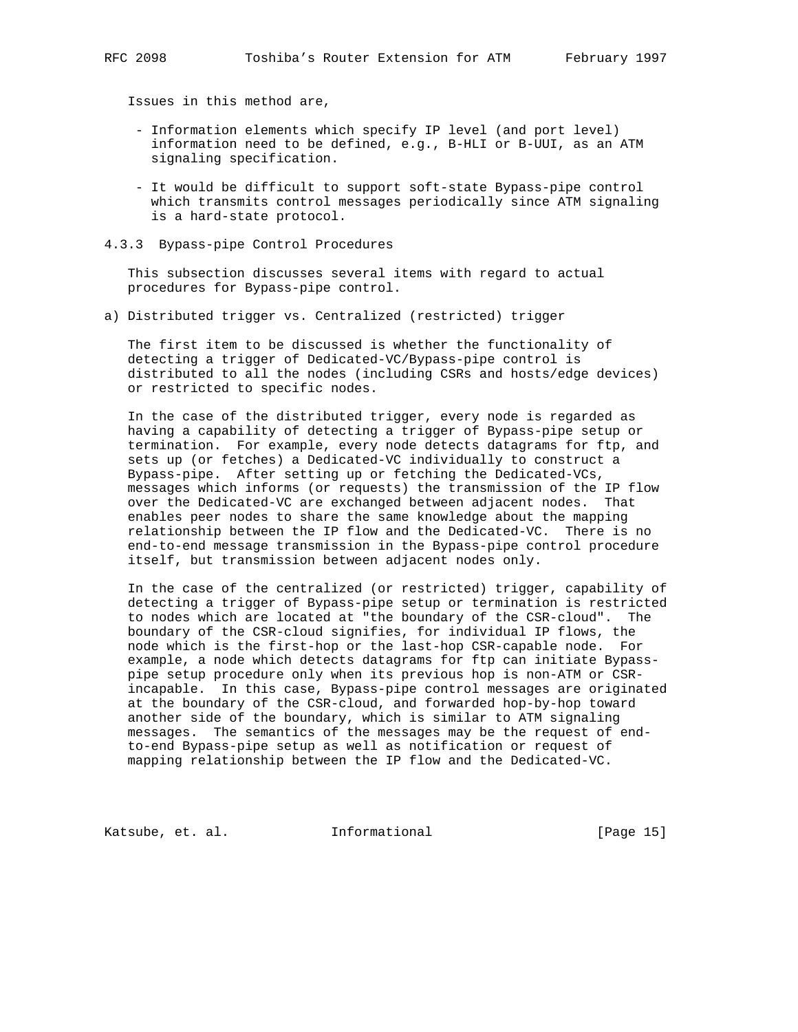Issues in this method are,

- Information elements which specify IP level (and port level) information need to be defined, e.g., B-HLI or B-UUI, as an ATM signaling specification.

- It would be difficult to support soft-state Bypass-pipe control which transmits control messages periodically since ATM signaling is a hard-state protocol.

### 4.3.3 Bypass-pipe Control Procedures

This subsection discusses several items with regard to actual procedures for Bypass-pipe control.

a) Distributed trigger vs. Centralized (restricted) trigger

The first item to be discussed is whether the functionality of detecting a trigger of Dedicated-VC/Bypass-pipe control is distributed to all the nodes (including CSRs and hosts/edge devices) or restricted to specific nodes.

In the case of the distributed trigger, every node is regarded as having a capability of detecting a trigger of Bypass-pipe setup or termination. For example, every node detects datagrams for ftp, and sets up (or fetches) a Dedicated-VC individually to construct a Bypass-pipe. After setting up or fetching the Dedicated-VCs, messages which informs (or requests) the transmission of the IP flow over the Dedicated-VC are exchanged between adjacent nodes. That enables peer nodes to share the same knowledge about the mapping relationship between the IP flow and the Dedicated-VC. There is no end-to-end message transmission in the Bypass-pipe control procedure itself, but transmission between adjacent nodes only.

In the case of the centralized (or restricted) trigger, capability of detecting a trigger of Bypass-pipe setup or termination is restricted to nodes which are located at "the boundary of the CSR-cloud". The boundary of the CSR-cloud signifies, for individual IP flows, the node which is the first-hop or the last-hop CSR-capable node. For example, a node which detects datagrams for ftp can initiate Bypass-pipe setup procedure only when its previous hop is non-ATM or CSR-incapable. In this case, Bypass-pipe control messages are originated at the boundary of the CSR-cloud, and forwarded hop-by-hop toward another side of the boundary, which is similar to ATM signaling messages. The semantics of the messages may be the request of end-to-end Bypass-pipe setup as well as notification or request of mapping relationship between the IP flow and the Dedicated-VC.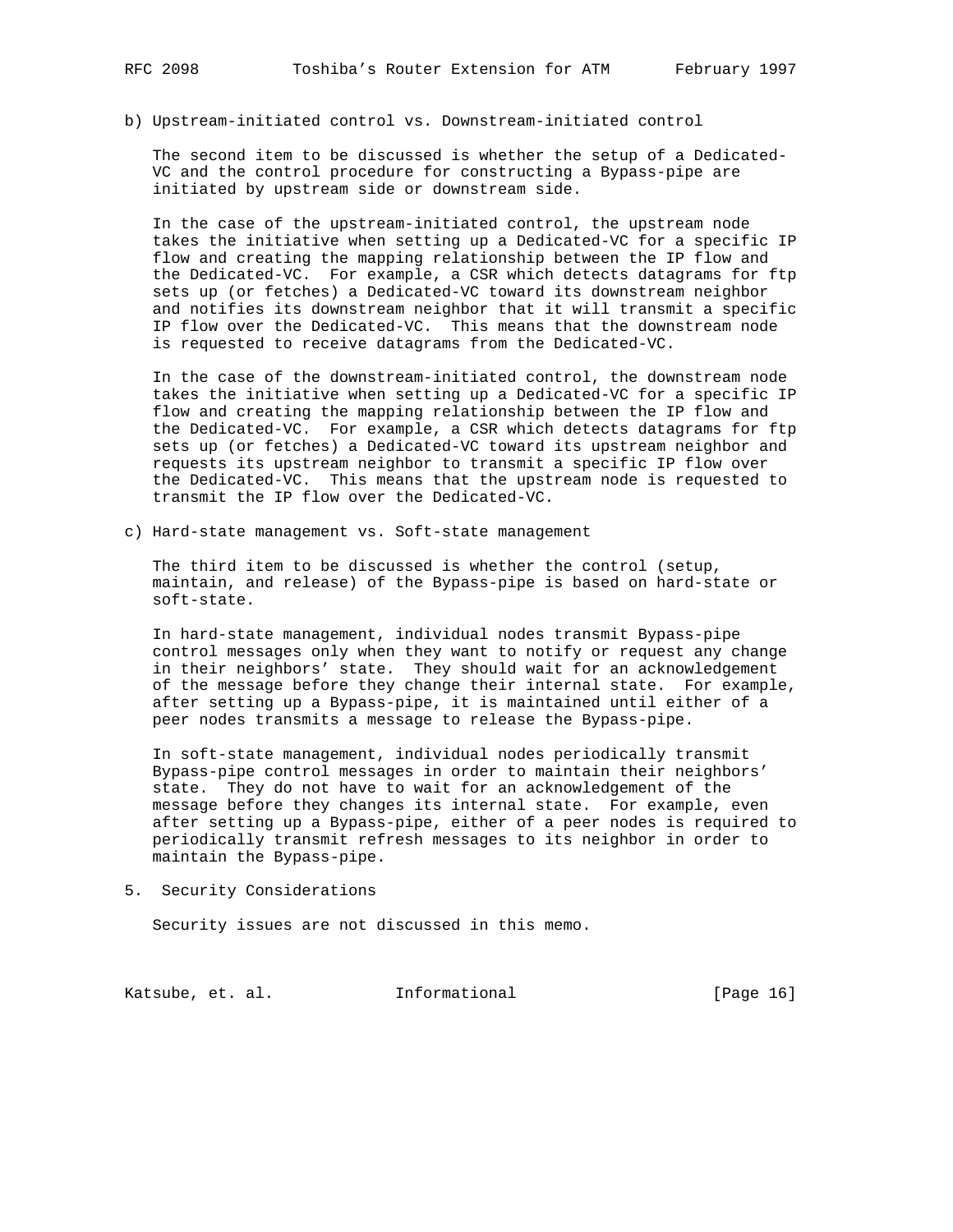b) Upstream-initiated control vs. Downstream-initiated control

The second item to be discussed is whether the setup of a Dedicated-VC and the control procedure for constructing a Bypass-pipe are initiated by upstream side or downstream side.

In the case of the upstream-initiated control, the upstream node takes the initiative when setting up a Dedicated-VC for a specific IP flow and creating the mapping relationship between the IP flow and the Dedicated-VC. For example, a CSR which detects datagrams for ftp sets up (or fetches) a Dedicated-VC toward its downstream neighbor and notifies its downstream neighbor that it will transmit a specific IP flow over the Dedicated-VC. This means that the downstream node is requested to receive datagrams from the Dedicated-VC.

In the case of the downstream-initiated control, the downstream node takes the initiative when setting up a Dedicated-VC for a specific IP flow and creating the mapping relationship between the IP flow and the Dedicated-VC. For example, a CSR which detects datagrams for ftp sets up (or fetches) a Dedicated-VC toward its upstream neighbor and requests its upstream neighbor to transmit a specific IP flow over the Dedicated-VC. This means that the upstream node is requested to transmit the IP flow over the Dedicated-VC.

c) Hard-state management vs. Soft-state management

The third item to be discussed is whether the control (setup, maintain, and release) of the Bypass-pipe is based on hard-state or soft-state.

In hard-state management, individual nodes transmit Bypass-pipe control messages only when they want to notify or request any change in their neighbors' state. They should wait for an acknowledgement of the message before they change their internal state. For example, after setting up a Bypass-pipe, it is maintained until either of a peer nodes transmits a message to release the Bypass-pipe.

In soft-state management, individual nodes periodically transmit Bypass-pipe control messages in order to maintain their neighbors' state. They do not have to wait for an acknowledgement of the message before they changes its internal state. For example, even after setting up a Bypass-pipe, either of a peer nodes is required to periodically transmit refresh messages to its neighbor in order to maintain the Bypass-pipe.

## 5. Security Considerations

Security issues are not discussed in this memo.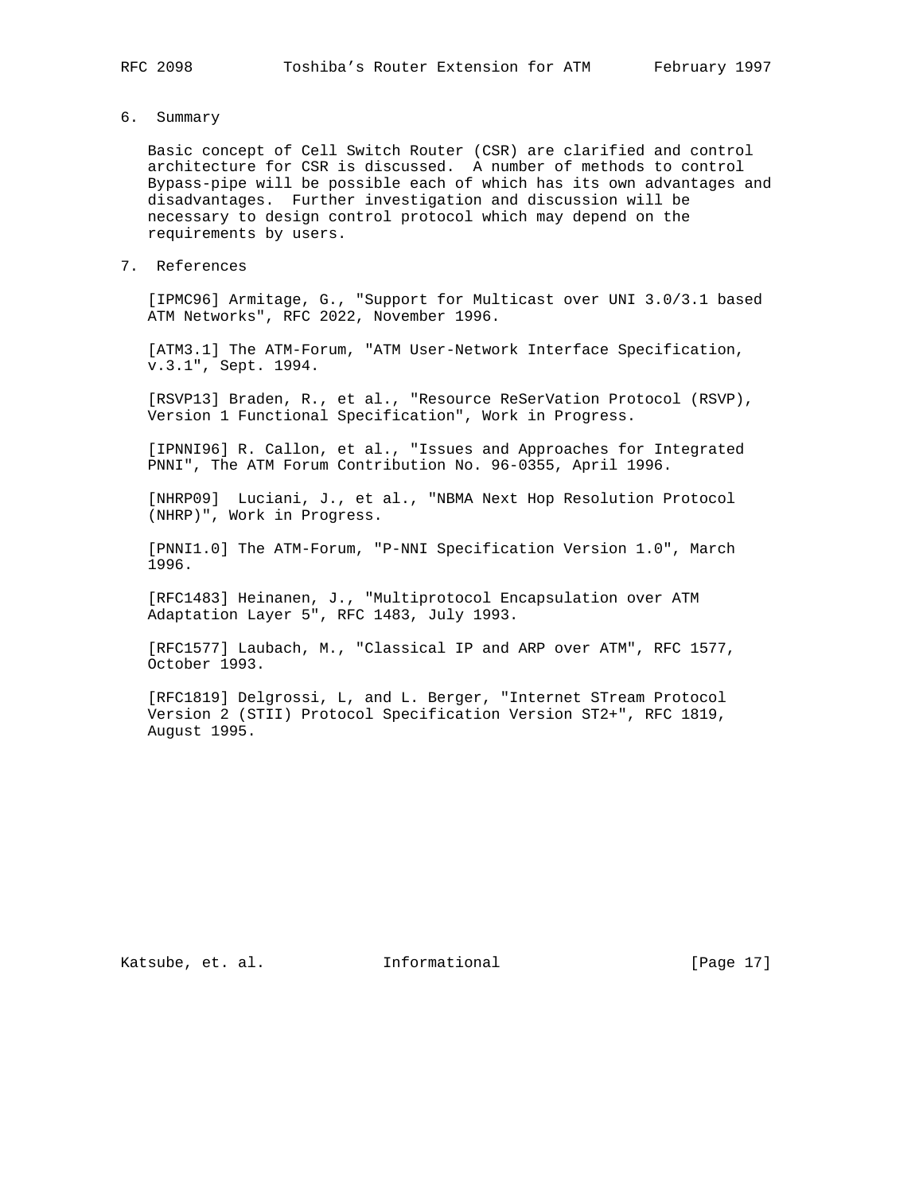## 6. Summary

Basic concept of Cell Switch Router (CSR) are clarified and control architecture for CSR is discussed. A number of methods to control Bypass-pipe will be possible each of which has its own advantages and disadvantages. Further investigation and discussion will be necessary to design control protocol which may depend on the requirements by users.

## 7. References

[IPMC96] Armitage, G., "Support for Multicast over UNI 3.0/3.1 based ATM Networks", RFC 2022, November 1996.

[ATM3.1] The ATM-Forum, "ATM User-Network Interface Specification, v.3.1", Sept. 1994.

[RSVP13] Braden, R., et al., "Resource ReSerVation Protocol (RSVP), Version 1 Functional Specification", Work in Progress.

[IPNNI96] R. Callon, et al., "Issues and Approaches for Integrated PNNI", The ATM Forum Contribution No. 96-0355, April 1996.

[NHRP09] Luciani, J., et al., "NBMA Next Hop Resolution Protocol (NHRP)", Work in Progress.

[PNNI1.0] The ATM-Forum, "P-NNI Specification Version 1.0", March 1996.

[RFC1483] Heinanen, J., "Multiprotocol Encapsulation over ATM Adaptation Layer 5", RFC 1483, July 1993.

[RFC1577] Laubach, M., "Classical IP and ARP over ATM", RFC 1577, October 1993.

[RFC1819] Delgrossi, L, and L. Berger, "Internet STream Protocol Version 2 (STII) Protocol Specification Version ST2+", RFC 1819, August 1995.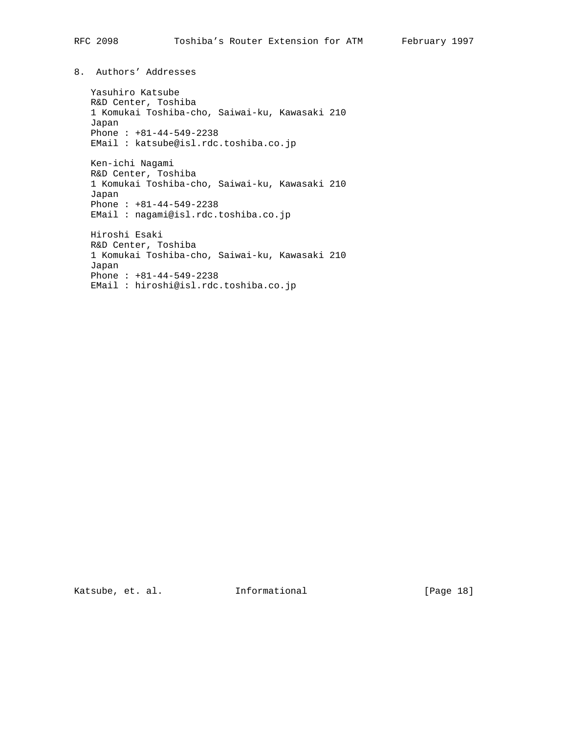## 8. Authors' Addresses

Yasuhiro Katsube
R&D Center, Toshiba
1 Komukai Toshiba-cho, Saiwai-ku, Kawasaki 210
Japan
Phone : +81-44-549-2238
EMail : katsube@isl.rdc.toshiba.co.jp

Ken-ichi Nagami
R&D Center, Toshiba
1 Komukai Toshiba-cho, Saiwai-ku, Kawasaki 210
Japan
Phone : +81-44-549-2238
EMail : nagami@isl.rdc.toshiba.co.jp

Hiroshi Esaki
R&D Center, Toshiba
1 Komukai Toshiba-cho, Saiwai-ku, Kawasaki 210
Japan
Phone : +81-44-549-2238
EMail : hiroshi@isl.rdc.toshiba.co.jp